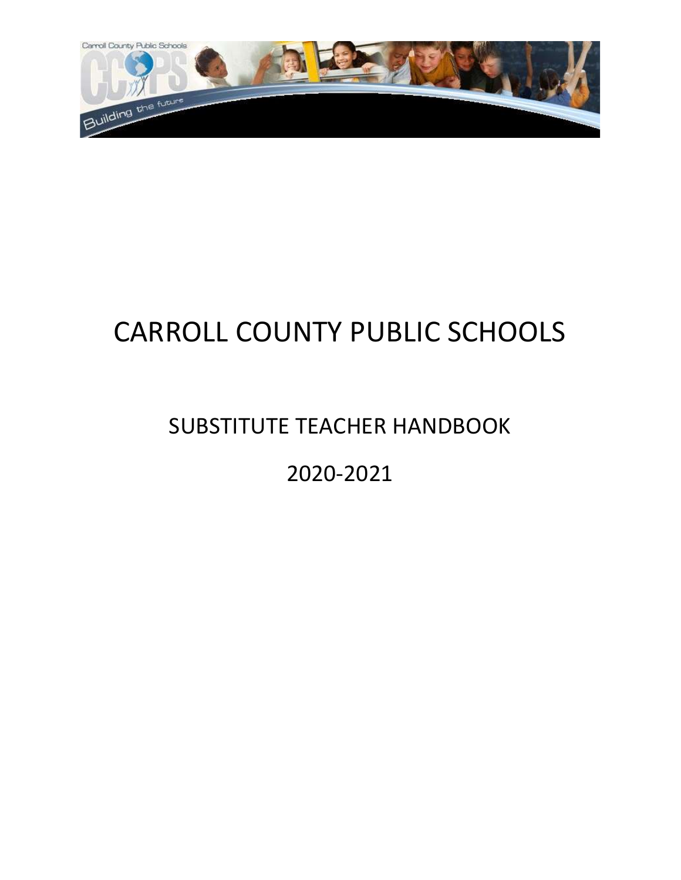# CARROLL COUNTY PUBLIC SCHOOLS

## SUBSTITUTE TEACHER HANDBOOK

## 2020-2021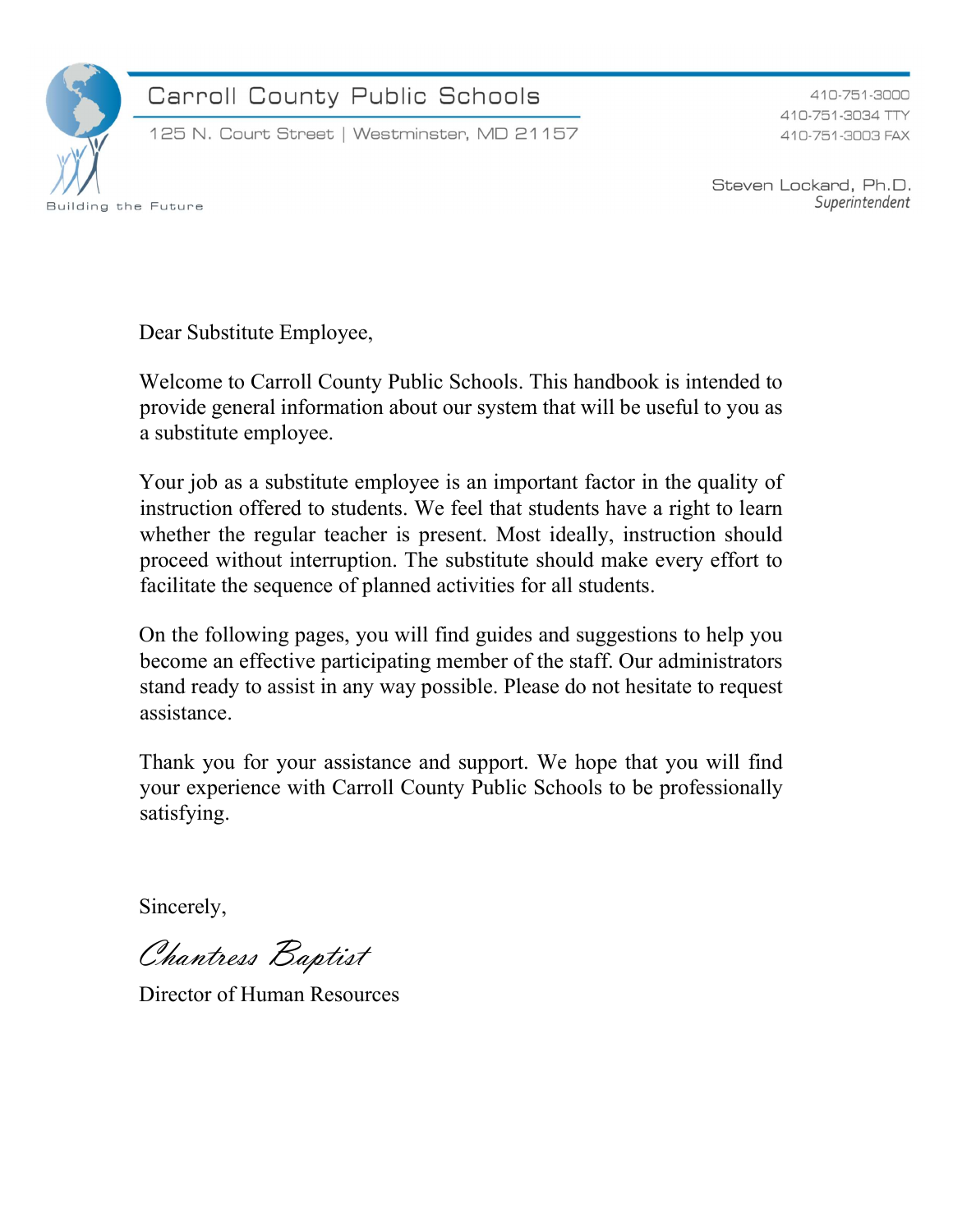Carroll County Public Schools

125 N. Court Street | Westminster, MD 21157

410-751-3000
410-751-3034 TTY
410-751-3003 FAX

Steven Lockard, Ph.D.
*Superintendent*

Building the Future

Dear Substitute Employee,

Welcome to Carroll County Public Schools. This handbook is intended to provide general information about our system that will be useful to you as a substitute employee.

Your job as a substitute employee is an important factor in the quality of instruction offered to students. We feel that students have a right to learn whether the regular teacher is present. Most ideally, instruction should proceed without interruption. The substitute should make every effort to facilitate the sequence of planned activities for all students.

On the following pages, you will find guides and suggestions to help you become an effective participating member of the staff. Our administrators stand ready to assist in any way possible. Please do not hesitate to request assistance.

Thank you for your assistance and support. We hope that you will find your experience with Carroll County Public Schools to be professionally satisfying.

Sincerely,

*Chantress Baptist*

Director of Human Resources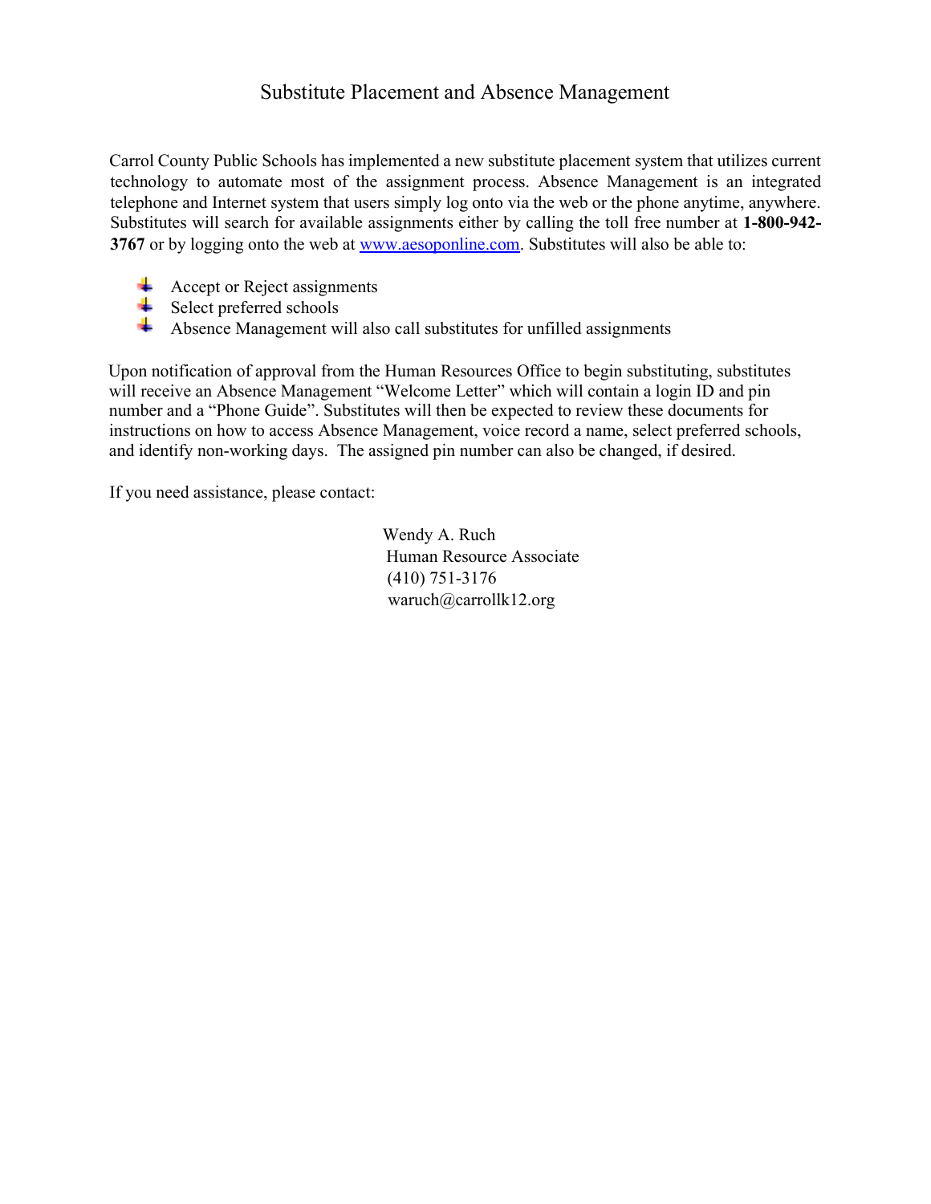# Substitute Placement and Absence Management

Carrol County Public Schools has implemented a new substitute placement system that utilizes current technology to automate most of the assignment process. Absence Management is an integrated telephone and Internet system that users simply log onto via the web or the phone anytime, anywhere. Substitutes will search for available assignments either by calling the toll free number at **1-800-942-3767** or by logging onto the web at www.aesoponline.com. Substitutes will also be able to:

- Accept or Reject assignments
- Select preferred schools
- Absence Management will also call substitutes for unfilled assignments

Upon notification of approval from the Human Resources Office to begin substituting, substitutes will receive an Absence Management "Welcome Letter" which will contain a login ID and pin number and a "Phone Guide". Substitutes will then be expected to review these documents for instructions on how to access Absence Management, voice record a name, select preferred schools, and identify non-working days. The assigned pin number can also be changed, if desired.

If you need assistance, please contact:

Wendy A. Ruch
Human Resource Associate
(410) 751-3176
waruch@carrollk12.org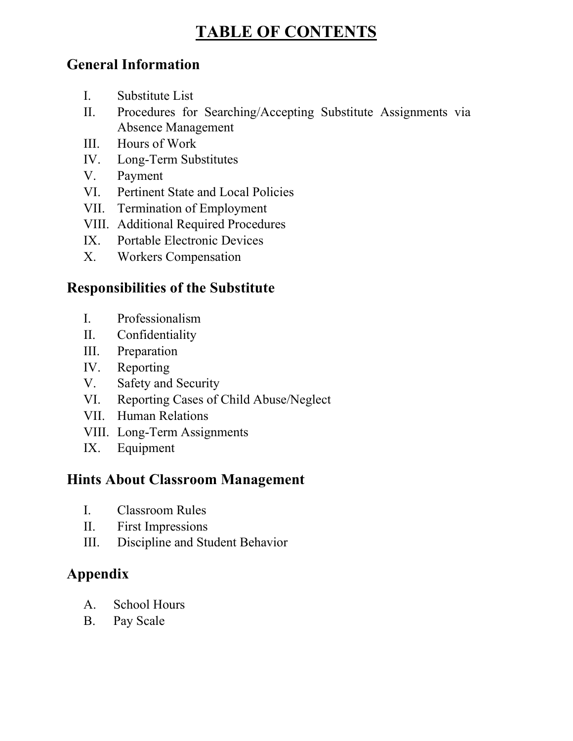# TABLE OF CONTENTS

## General Information

I. Substitute List
II. Procedures for Searching/Accepting Substitute Assignments via Absence Management
III. Hours of Work
IV. Long-Term Substitutes
V. Payment
VI. Pertinent State and Local Policies
VII. Termination of Employment
VIII. Additional Required Procedures
IX. Portable Electronic Devices
X. Workers Compensation

## Responsibilities of the Substitute

I. Professionalism
II. Confidentiality
III. Preparation
IV. Reporting
V. Safety and Security
VI. Reporting Cases of Child Abuse/Neglect
VII. Human Relations
VIII. Long-Term Assignments
IX. Equipment

## Hints About Classroom Management

I. Classroom Rules
II. First Impressions
III. Discipline and Student Behavior

## Appendix

A. School Hours
B. Pay Scale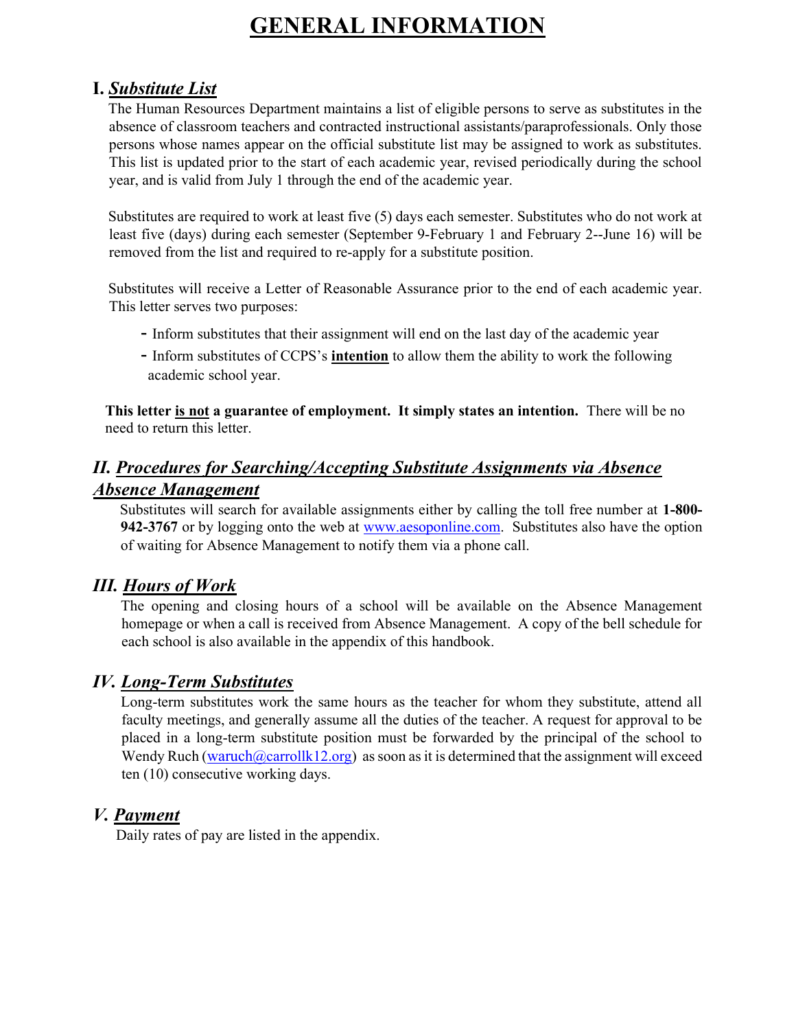# GENERAL INFORMATION

## I. ***Substitute List***

The Human Resources Department maintains a list of eligible persons to serve as substitutes in the absence of classroom teachers and contracted instructional assistants/paraprofessionals. Only those persons whose names appear on the official substitute list may be assigned to work as substitutes. This list is updated prior to the start of each academic year, revised periodically during the school year, and is valid from July 1 through the end of the academic year.

Substitutes are required to work at least five (5) days each semester. Substitutes who do not work at least five (days) during each semester (September 9-February 1 and February 2--June 16) will be removed from the list and required to re-apply for a substitute position.

Substitutes will receive a Letter of Reasonable Assurance prior to the end of each academic year. This letter serves two purposes:

- Inform substitutes that their assignment will end on the last day of the academic year
- Inform substitutes of CCPS's **intention** to allow them the ability to work the following academic school year.

**This letter is not a guarantee of employment. It simply states an intention.** There will be no need to return this letter.

## II. ***Procedures for Searching/Accepting Substitute Assignments via Absence Absence Management***

Substitutes will search for available assignments either by calling the toll free number at **1-800-942-3767** or by logging onto the web at www.aesoponline.com. Substitutes also have the option of waiting for Absence Management to notify them via a phone call.

## III. ***Hours of Work***

The opening and closing hours of a school will be available on the Absence Management homepage or when a call is received from Absence Management. A copy of the bell schedule for each school is also available in the appendix of this handbook.

## IV. ***Long-Term Substitutes***

Long-term substitutes work the same hours as the teacher for whom they substitute, attend all faculty meetings, and generally assume all the duties of the teacher. A request for approval to be placed in a long-term substitute position must be forwarded by the principal of the school to Wendy Ruch (waruch@carrollk12.org) as soon as it is determined that the assignment will exceed ten (10) consecutive working days.

## V. ***Payment***

Daily rates of pay are listed in the appendix.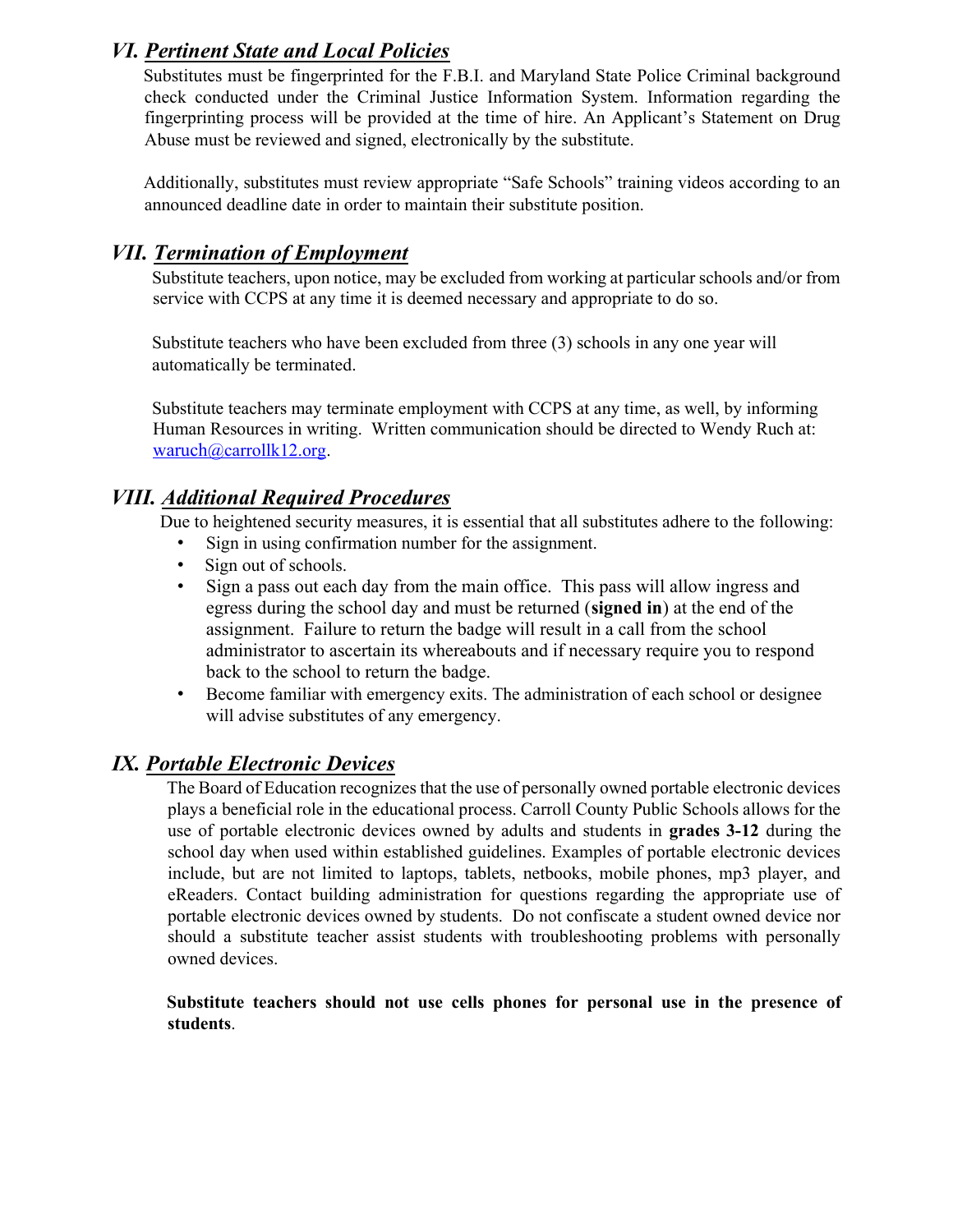## VI. *Pertinent State and Local Policies*

Substitutes must be fingerprinted for the F.B.I. and Maryland State Police Criminal background check conducted under the Criminal Justice Information System. Information regarding the fingerprinting process will be provided at the time of hire. An Applicant's Statement on Drug Abuse must be reviewed and signed, electronically by the substitute.

Additionally, substitutes must review appropriate "Safe Schools" training videos according to an announced deadline date in order to maintain their substitute position.

## VII. *Termination of Employment*

Substitute teachers, upon notice, may be excluded from working at particular schools and/or from service with CCPS at any time it is deemed necessary and appropriate to do so.

Substitute teachers who have been excluded from three (3) schools in any one year will automatically be terminated.

Substitute teachers may terminate employment with CCPS at any time, as well, by informing Human Resources in writing. Written communication should be directed to Wendy Ruch at: waruch@carrollk12.org.

## VIII. *Additional Required Procedures*

Due to heightened security measures, it is essential that all substitutes adhere to the following:

- Sign in using confirmation number for the assignment.
- Sign out of schools.
- Sign a pass out each day from the main office. This pass will allow ingress and egress during the school day and must be returned (**signed in**) at the end of the assignment. Failure to return the badge will result in a call from the school administrator to ascertain its whereabouts and if necessary require you to respond back to the school to return the badge.
- Become familiar with emergency exits. The administration of each school or designee will advise substitutes of any emergency.

## IX. *Portable Electronic Devices*

The Board of Education recognizes that the use of personally owned portable electronic devices plays a beneficial role in the educational process. Carroll County Public Schools allows for the use of portable electronic devices owned by adults and students in **grades 3-12** during the school day when used within established guidelines. Examples of portable electronic devices include, but are not limited to laptops, tablets, netbooks, mobile phones, mp3 player, and eReaders. Contact building administration for questions regarding the appropriate use of portable electronic devices owned by students. Do not confiscate a student owned device nor should a substitute teacher assist students with troubleshooting problems with personally owned devices.

**Substitute teachers should not use cells phones for personal use in the presence of students**.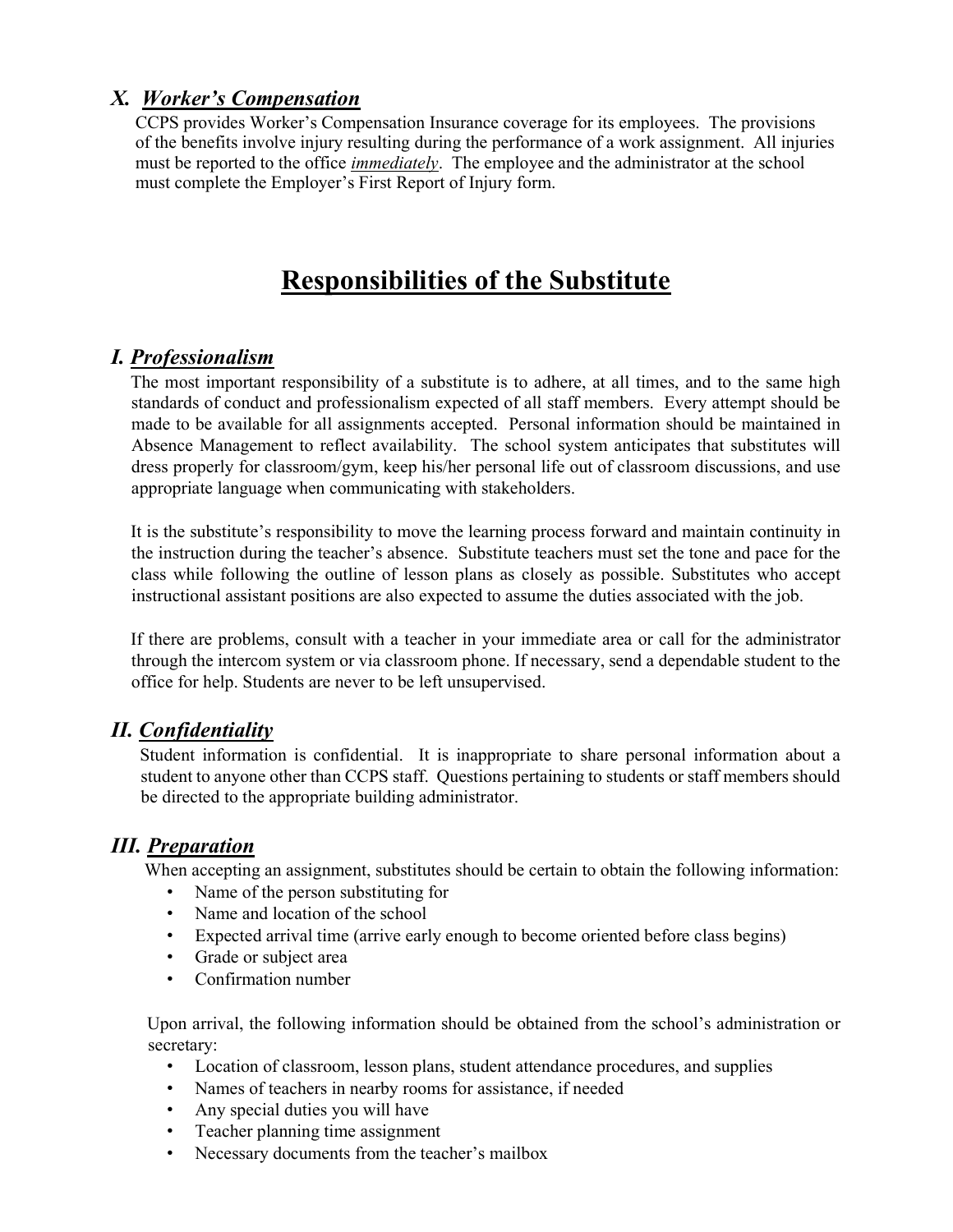### X. *Worker's Compensation*

CCPS provides Worker's Compensation Insurance coverage for its employees. The provisions of the benefits involve injury resulting during the performance of a work assignment. All injuries must be reported to the office ***immediately***. The employee and the administrator at the school must complete the Employer's First Report of Injury form.

# Responsibilities of the Substitute

### I. *Professionalism*

The most important responsibility of a substitute is to adhere, at all times, and to the same high standards of conduct and professionalism expected of all staff members. Every attempt should be made to be available for all assignments accepted. Personal information should be maintained in Absence Management to reflect availability. The school system anticipates that substitutes will dress properly for classroom/gym, keep his/her personal life out of classroom discussions, and use appropriate language when communicating with stakeholders.

It is the substitute's responsibility to move the learning process forward and maintain continuity in the instruction during the teacher's absence. Substitute teachers must set the tone and pace for the class while following the outline of lesson plans as closely as possible. Substitutes who accept instructional assistant positions are also expected to assume the duties associated with the job.

If there are problems, consult with a teacher in your immediate area or call for the administrator through the intercom system or via classroom phone. If necessary, send a dependable student to the office for help. Students are never to be left unsupervised.

### II. *Confidentiality*

Student information is confidential. It is inappropriate to share personal information about a student to anyone other than CCPS staff. Questions pertaining to students or staff members should be directed to the appropriate building administrator.

### III. *Preparation*

When accepting an assignment, substitutes should be certain to obtain the following information:

- Name of the person substituting for
- Name and location of the school
- Expected arrival time (arrive early enough to become oriented before class begins)
- Grade or subject area
- Confirmation number

Upon arrival, the following information should be obtained from the school's administration or secretary:

- Location of classroom, lesson plans, student attendance procedures, and supplies
- Names of teachers in nearby rooms for assistance, if needed
- Any special duties you will have
- Teacher planning time assignment
- Necessary documents from the teacher's mailbox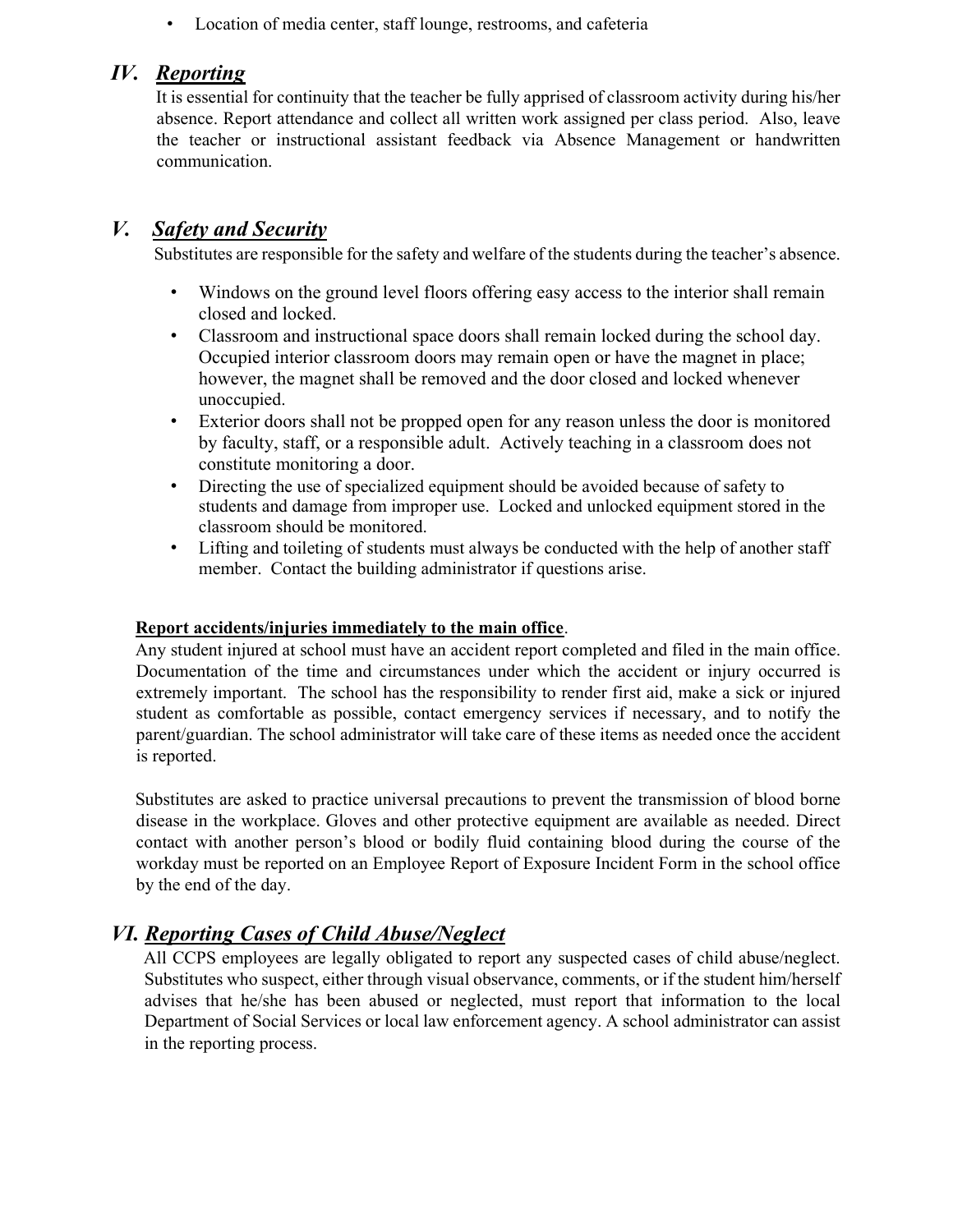- Location of media center, staff lounge, restrooms, and cafeteria

## *IV. Reporting*

It is essential for continuity that the teacher be fully apprised of classroom activity during his/her absence. Report attendance and collect all written work assigned per class period. Also, leave the teacher or instructional assistant feedback via Absence Management or handwritten communication.

## *V. Safety and Security*

Substitutes are responsible for the safety and welfare of the students during the teacher's absence.

- Windows on the ground level floors offering easy access to the interior shall remain closed and locked.
- Classroom and instructional space doors shall remain locked during the school day. Occupied interior classroom doors may remain open or have the magnet in place; however, the magnet shall be removed and the door closed and locked whenever unoccupied.
- Exterior doors shall not be propped open for any reason unless the door is monitored by faculty, staff, or a responsible adult. Actively teaching in a classroom does not constitute monitoring a door.
- Directing the use of specialized equipment should be avoided because of safety to students and damage from improper use. Locked and unlocked equipment stored in the classroom should be monitored.
- Lifting and toileting of students must always be conducted with the help of another staff member. Contact the building administrator if questions arise.

**Report accidents/injuries immediately to the main office**.

Any student injured at school must have an accident report completed and filed in the main office. Documentation of the time and circumstances under which the accident or injury occurred is extremely important. The school has the responsibility to render first aid, make a sick or injured student as comfortable as possible, contact emergency services if necessary, and to notify the parent/guardian. The school administrator will take care of these items as needed once the accident is reported.

Substitutes are asked to practice universal precautions to prevent the transmission of blood borne disease in the workplace. Gloves and other protective equipment are available as needed. Direct contact with another person's blood or bodily fluid containing blood during the course of the workday must be reported on an Employee Report of Exposure Incident Form in the school office by the end of the day.

## *VI. Reporting Cases of Child Abuse/Neglect*

All CCPS employees are legally obligated to report any suspected cases of child abuse/neglect. Substitutes who suspect, either through visual observance, comments, or if the student him/herself advises that he/she has been abused or neglected, must report that information to the local Department of Social Services or local law enforcement agency. A school administrator can assist in the reporting process.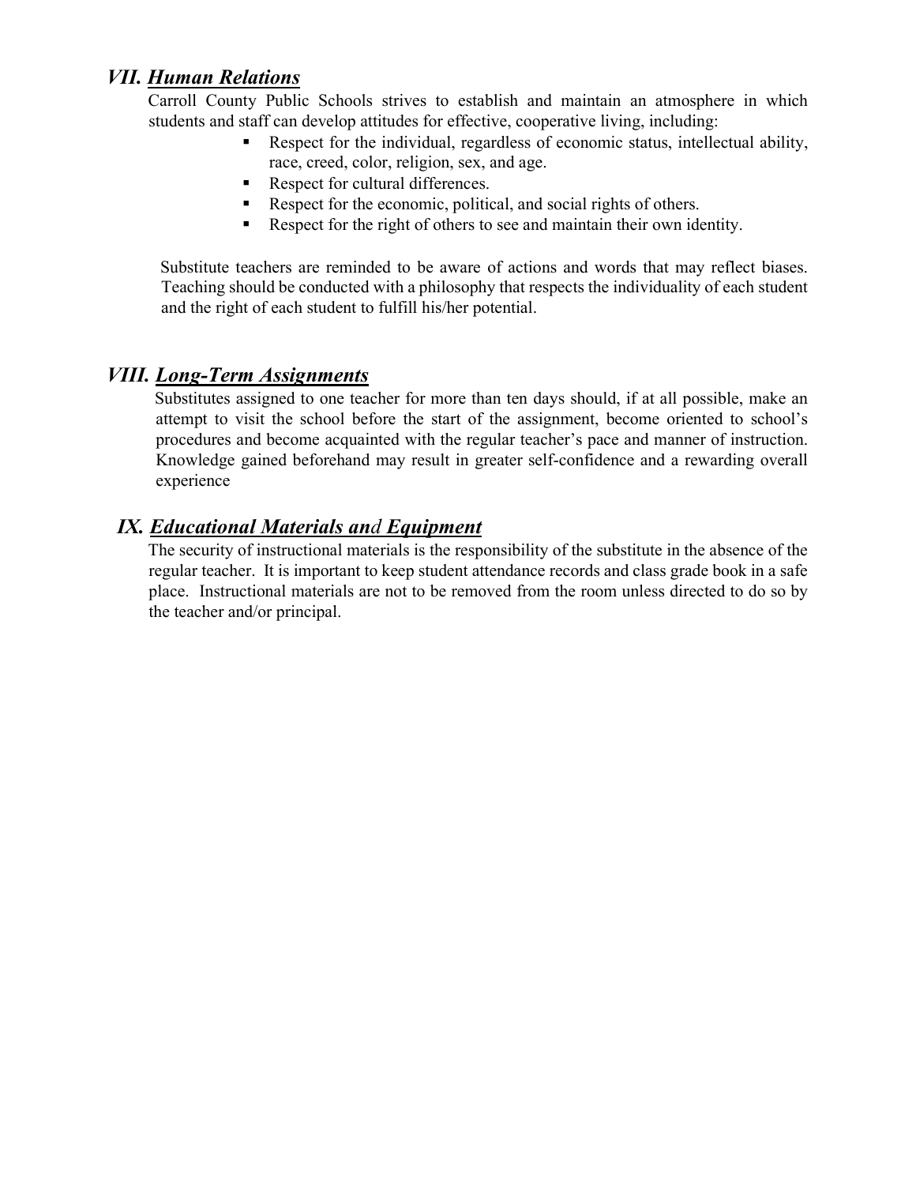## VII. ***Human Relations***

Carroll County Public Schools strives to establish and maintain an atmosphere in which students and staff can develop attitudes for effective, cooperative living, including:

- Respect for the individual, regardless of economic status, intellectual ability, race, creed, color, religion, sex, and age.
- Respect for cultural differences.
- Respect for the economic, political, and social rights of others.
- Respect for the right of others to see and maintain their own identity.

Substitute teachers are reminded to be aware of actions and words that may reflect biases. Teaching should be conducted with a philosophy that respects the individuality of each student and the right of each student to fulfill his/her potential.

## VIII. ***Long-Term Assignments***

Substitutes assigned to one teacher for more than ten days should, if at all possible, make an attempt to visit the school before the start of the assignment, become oriented to school's procedures and become acquainted with the regular teacher's pace and manner of instruction. Knowledge gained beforehand may result in greater self-confidence and a rewarding overall experience

## IX. ***Educational Materials and Equipment***

The security of instructional materials is the responsibility of the substitute in the absence of the regular teacher. It is important to keep student attendance records and class grade book in a safe place. Instructional materials are not to be removed from the room unless directed to do so by the teacher and/or principal.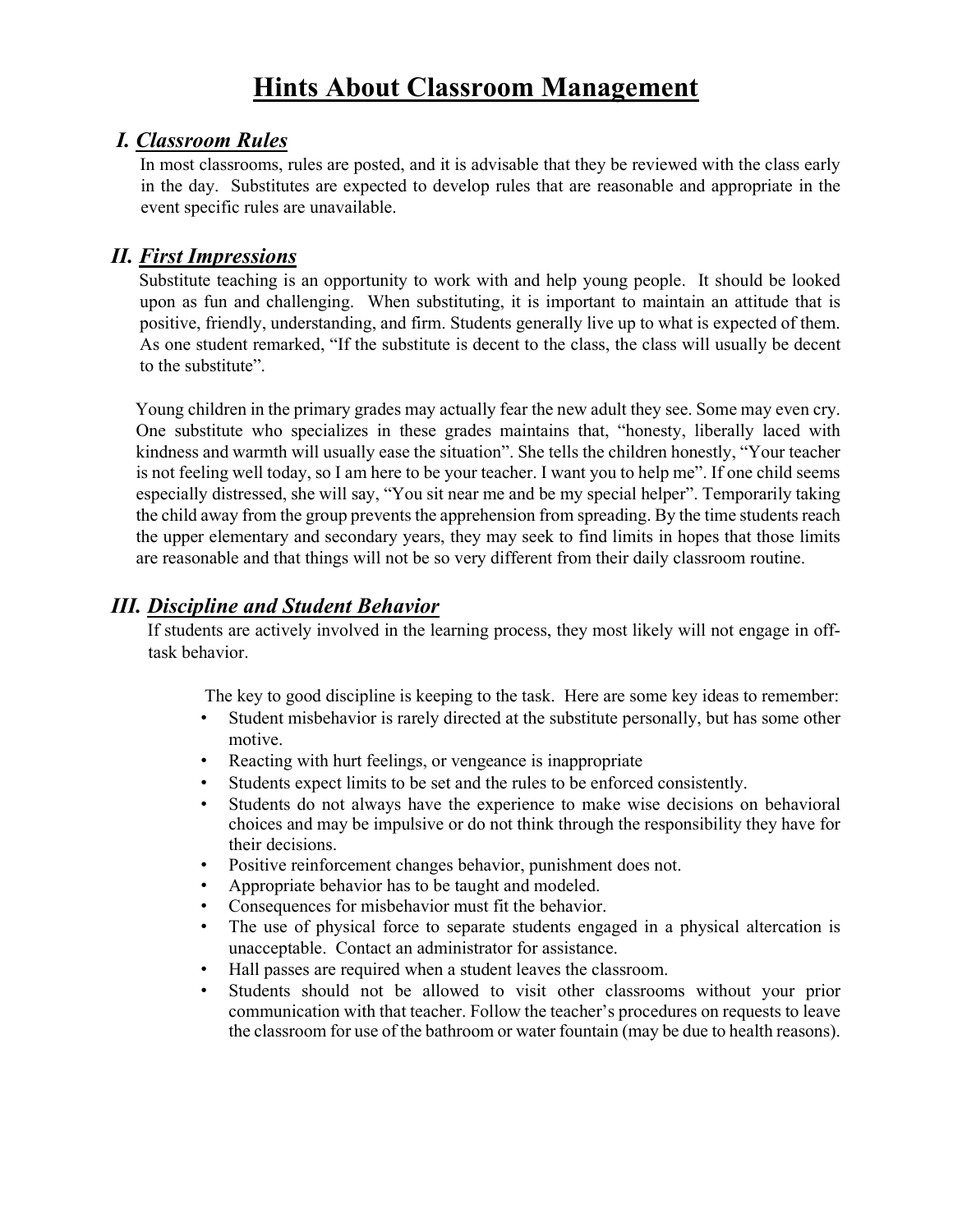# Hints About Classroom Management

## I. *Classroom Rules*

In most classrooms, rules are posted, and it is advisable that they be reviewed with the class early in the day. Substitutes are expected to develop rules that are reasonable and appropriate in the event specific rules are unavailable.

## II. *First Impressions*

Substitute teaching is an opportunity to work with and help young people. It should be looked upon as fun and challenging. When substituting, it is important to maintain an attitude that is positive, friendly, understanding, and firm. Students generally live up to what is expected of them. As one student remarked, "If the substitute is decent to the class, the class will usually be decent to the substitute".

Young children in the primary grades may actually fear the new adult they see. Some may even cry. One substitute who specializes in these grades maintains that, "honesty, liberally laced with kindness and warmth will usually ease the situation". She tells the children honestly, "Your teacher is not feeling well today, so I am here to be your teacher. I want you to help me". If one child seems especially distressed, she will say, "You sit near me and be my special helper". Temporarily taking the child away from the group prevents the apprehension from spreading. By the time students reach the upper elementary and secondary years, they may seek to find limits in hopes that those limits are reasonable and that things will not be so very different from their daily classroom routine.

## III. *Discipline and Student Behavior*

If students are actively involved in the learning process, they most likely will not engage in off-task behavior.

The key to good discipline is keeping to the task. Here are some key ideas to remember:

- Student misbehavior is rarely directed at the substitute personally, but has some other motive.
- Reacting with hurt feelings, or vengeance is inappropriate
- Students expect limits to be set and the rules to be enforced consistently.
- Students do not always have the experience to make wise decisions on behavioral choices and may be impulsive or do not think through the responsibility they have for their decisions.
- Positive reinforcement changes behavior, punishment does not.
- Appropriate behavior has to be taught and modeled.
- Consequences for misbehavior must fit the behavior.
- The use of physical force to separate students engaged in a physical altercation is unacceptable. Contact an administrator for assistance.
- Hall passes are required when a student leaves the classroom.
- Students should not be allowed to visit other classrooms without your prior communication with that teacher. Follow the teacher's procedures on requests to leave the classroom for use of the bathroom or water fountain (may be due to health reasons).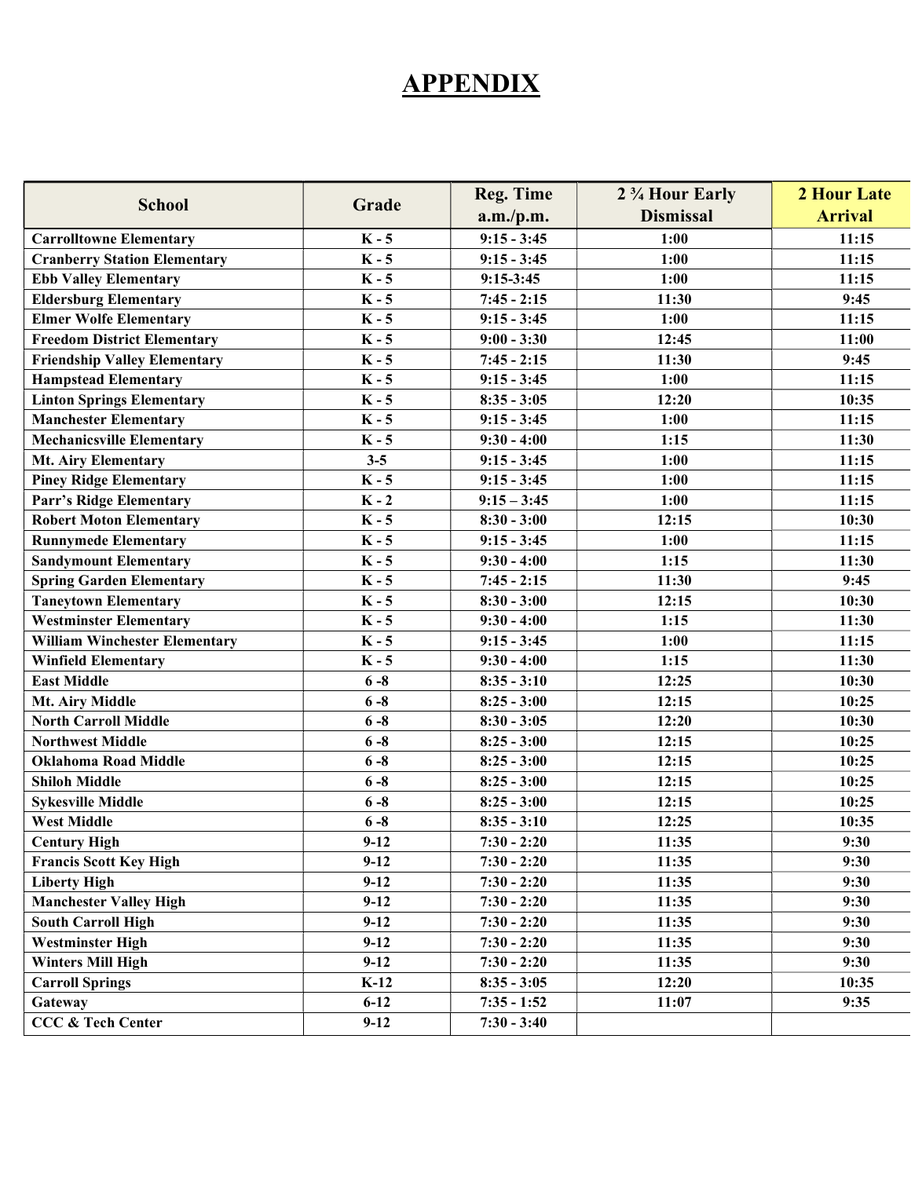# APPENDIX

| School | Grade | Reg. Time a.m./p.m. | 2 ¾ Hour Early Dismissal | 2 Hour Late Arrival |
|---|---|---|---|---|
| Carrolltowne Elementary | K - 5 | 9:15 - 3:45 | 1:00 | 11:15 |
| Cranberry Station Elementary | K - 5 | 9:15 - 3:45 | 1:00 | 11:15 |
| Ebb Valley Elementary | K - 5 | 9:15-3:45 | 1:00 | 11:15 |
| Eldersburg Elementary | K - 5 | 7:45 - 2:15 | 11:30 | 9:45 |
| Elmer Wolfe Elementary | K - 5 | 9:15 - 3:45 | 1:00 | 11:15 |
| Freedom District Elementary | K - 5 | 9:00 - 3:30 | 12:45 | 11:00 |
| Friendship Valley Elementary | K - 5 | 7:45 - 2:15 | 11:30 | 9:45 |
| Hampstead Elementary | K - 5 | 9:15 - 3:45 | 1:00 | 11:15 |
| Linton Springs Elementary | K - 5 | 8:35 - 3:05 | 12:20 | 10:35 |
| Manchester Elementary | K - 5 | 9:15 - 3:45 | 1:00 | 11:15 |
| Mechanicsville Elementary | K - 5 | 9:30 - 4:00 | 1:15 | 11:30 |
| Mt. Airy Elementary | 3-5 | 9:15 - 3:45 | 1:00 | 11:15 |
| Piney Ridge Elementary | K - 5 | 9:15 - 3:45 | 1:00 | 11:15 |
| Parr's Ridge Elementary | K - 2 | 9:15 – 3:45 | 1:00 | 11:15 |
| Robert Moton Elementary | K - 5 | 8:30 - 3:00 | 12:15 | 10:30 |
| Runnymede Elementary | K - 5 | 9:15 - 3:45 | 1:00 | 11:15 |
| Sandymount Elementary | K - 5 | 9:30 - 4:00 | 1:15 | 11:30 |
| Spring Garden Elementary | K - 5 | 7:45 - 2:15 | 11:30 | 9:45 |
| Taneytown Elementary | K - 5 | 8:30 - 3:00 | 12:15 | 10:30 |
| Westminster Elementary | K - 5 | 9:30 - 4:00 | 1:15 | 11:30 |
| William Winchester Elementary | K - 5 | 9:15 - 3:45 | 1:00 | 11:15 |
| Winfield Elementary | K - 5 | 9:30 - 4:00 | 1:15 | 11:30 |
| East Middle | 6 -8 | 8:35 - 3:10 | 12:25 | 10:30 |
| Mt. Airy Middle | 6 -8 | 8:25 - 3:00 | 12:15 | 10:25 |
| North Carroll Middle | 6 -8 | 8:30 - 3:05 | 12:20 | 10:30 |
| Northwest Middle | 6 -8 | 8:25 - 3:00 | 12:15 | 10:25 |
| Oklahoma Road Middle | 6 -8 | 8:25 - 3:00 | 12:15 | 10:25 |
| Shiloh Middle | 6 -8 | 8:25 - 3:00 | 12:15 | 10:25 |
| Sykesville Middle | 6 -8 | 8:25 - 3:00 | 12:15 | 10:25 |
| West Middle | 6 -8 | 8:35 - 3:10 | 12:25 | 10:35 |
| Century High | 9-12 | 7:30 - 2:20 | 11:35 | 9:30 |
| Francis Scott Key High | 9-12 | 7:30 - 2:20 | 11:35 | 9:30 |
| Liberty High | 9-12 | 7:30 - 2:20 | 11:35 | 9:30 |
| Manchester Valley High | 9-12 | 7:30 - 2:20 | 11:35 | 9:30 |
| South Carroll High | 9-12 | 7:30 - 2:20 | 11:35 | 9:30 |
| Westminster High | 9-12 | 7:30 - 2:20 | 11:35 | 9:30 |
| Winters Mill High | 9-12 | 7:30 - 2:20 | 11:35 | 9:30 |
| Carroll Springs | K-12 | 8:35 - 3:05 | 12:20 | 10:35 |
| Gateway | 6-12 | 7:35 - 1:52 | 11:07 | 9:35 |
| CCC & Tech Center | 9-12 | 7:30 - 3:40 | | |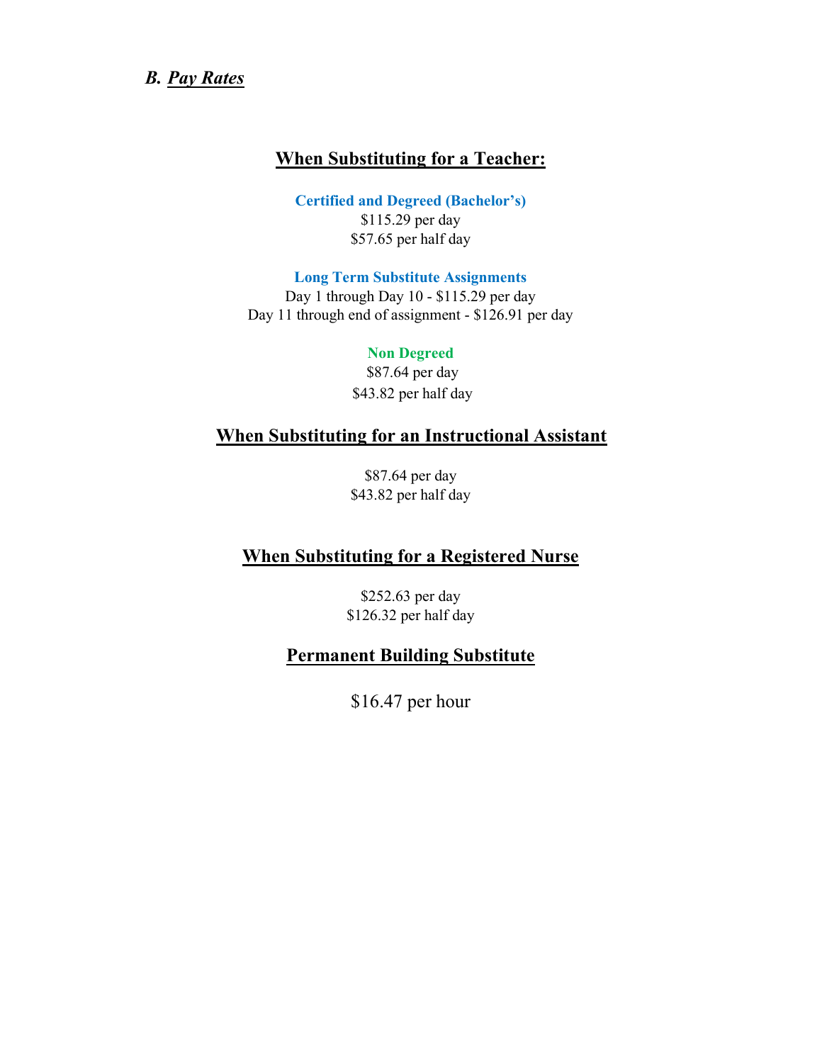## *B. Pay Rates*

### When Substituting for a Teacher:

**Certified and Degreed (Bachelor's)**

$115.29 per day

$57.65 per half day

**Long Term Substitute Assignments**

Day 1 through Day 10 - $115.29 per day

Day 11 through end of assignment - $126.91 per day

**Non Degreed**

$87.64 per day

$43.82 per half day

### When Substituting for an Instructional Assistant

$87.64 per day

$43.82 per half day

### When Substituting for a Registered Nurse

$252.63 per day

$126.32 per half day

### Permanent Building Substitute

$16.47 per hour